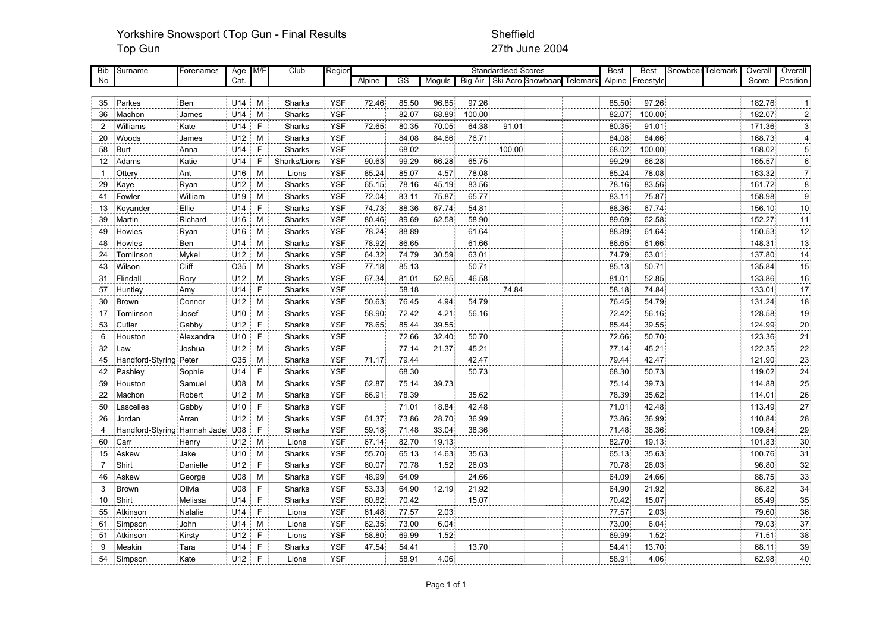# Yorkshire Snowsport (Top Gun - Final Results

Top Gun

Sheffield

27th June 2004

| Bib No | Surname | Forenames | Age Cat. | M/F | Club | Region | Standardised Scores | | | | | | | Best | Best | Snowboar | Telemark | Overall | Overall |
|---|---|---|---|---|---|---|---|---|---|---|---|---|---|---|---|---|---|---|---|
| | | | | | | | Alpine | GS | Moguls | Big Air | Ski Acro | Snowboard | Telemark | Alpine | Freestyle | | | Score | Position |
| 35 | Parkes | Ben | U14 | M | Sharks | YSF | 72.46 | 85.50 | 96.85 | 97.26 | | | | 85.50 | 97.26 | | | 182.76 | 1 |
| 36 | Machon | James | U14 | M | Sharks | YSF | | 82.07 | 68.89 | 100.00 | | | | 82.07 | 100.00 | | | 182.07 | 2 |
| 2 | Williams | Kate | U14 | F | Sharks | YSF | 72.65 | 80.35 | 70.05 | 64.38 | 91.01 | | | 80.35 | 91.01 | | | 171.36 | 3 |
| 20 | Woods | James | U12 | M | Sharks | YSF | | 84.08 | 84.66 | 76.71 | | | | 84.08 | 84.66 | | | 168.73 | 4 |
| 58 | Burt | Anna | U14 | F | Sharks | YSF | | 68.02 | | | 100.00 | | | 68.02 | 100.00 | | | 168.02 | 5 |
| 12 | Adams | Katie | U14 | F | Sharks/Lions | YSF | 90.63 | 99.29 | 66.28 | 65.75 | | | | 99.29 | 66.28 | | | 165.57 | 6 |
| 1 | Ottery | Ant | U16 | M | Lions | YSF | 85.24 | 85.07 | 4.57 | 78.08 | | | | 85.24 | 78.08 | | | 163.32 | 7 |
| 29 | Kaye | Ryan | U12 | M | Sharks | YSF | 65.15 | 78.16 | 45.19 | 83.56 | | | | 78.16 | 83.56 | | | 161.72 | 8 |
| 41 | Fowler | William | U19 | M | Sharks | YSF | 72.04 | 83.11 | 75.87 | 65.77 | | | | 83.11 | 75.87 | | | 158.98 | 9 |
| 13 | Koyander | Ellie | U14 | F | Sharks | YSF | 74.73 | 88.36 | 67.74 | 54.81 | | | | 88.36 | 67.74 | | | 156.10 | 10 |
| 39 | Martin | Richard | U16 | M | Sharks | YSF | 80.46 | 89.69 | 62.58 | 58.90 | | | | 89.69 | 62.58 | | | 152.27 | 11 |
| 49 | Howles | Ryan | U16 | M | Sharks | YSF | 78.24 | 88.89 | | 61.64 | | | | 88.89 | 61.64 | | | 150.53 | 12 |
| 48 | Howles | Ben | U14 | M | Sharks | YSF | 78.92 | 86.65 | | 61.66 | | | | 86.65 | 61.66 | | | 148.31 | 13 |
| 24 | Tomlinson | Mykel | U12 | M | Sharks | YSF | 64.32 | 74.79 | 30.59 | 63.01 | | | | 74.79 | 63.01 | | | 137.80 | 14 |
| 43 | Wilson | Cliff | O35 | M | Sharks | YSF | 77.18 | 85.13 | | 50.71 | | | | 85.13 | 50.71 | | | 135.84 | 15 |
| 31 | Flindall | Rory | U12 | M | Sharks | YSF | 67.34 | 81.01 | 52.85 | 46.58 | | | | 81.01 | 52.85 | | | 133.86 | 16 |
| 57 | Huntley | Amy | U14 | F | Sharks | YSF | | 58.18 | | | 74.84 | | | 58.18 | 74.84 | | | 133.01 | 17 |
| 30 | Brown | Connor | U12 | M | Sharks | YSF | 50.63 | 76.45 | 4.94 | 54.79 | | | | 76.45 | 54.79 | | | 131.24 | 18 |
| 17 | Tomlinson | Josef | U10 | M | Sharks | YSF | 58.90 | 72.42 | 4.21 | 56.16 | | | | 72.42 | 56.16 | | | 128.58 | 19 |
| 53 | Cutler | Gabby | U12 | F | Sharks | YSF | 78.65 | 85.44 | 39.55 | | | | | 85.44 | 39.55 | | | 124.99 | 20 |
| 6 | Houston | Alexandra | U10 | F | Sharks | YSF | | 72.66 | 32.40 | 50.70 | | | | 72.66 | 50.70 | | | 123.36 | 21 |
| 32 | Law | Joshua | U12 | M | Sharks | YSF | | 77.14 | 21.37 | 45.21 | | | | 77.14 | 45.21 | | | 122.35 | 22 |
| 45 | Handford-Styring | Peter | O35 | M | Sharks | YSF | 71.17 | 79.44 | | 42.47 | | | | 79.44 | 42.47 | | | 121.90 | 23 |
| 42 | Pashley | Sophie | U14 | F | Sharks | YSF | | 68.30 | | 50.73 | | | | 68.30 | 50.73 | | | 119.02 | 24 |
| 59 | Houston | Samuel | U08 | M | Sharks | YSF | 62.87 | 75.14 | 39.73 | | | | | 75.14 | 39.73 | | | 114.88 | 25 |
| 22 | Machon | Robert | U12 | M | Sharks | YSF | 66.91 | 78.39 | | 35.62 | | | | 78.39 | 35.62 | | | 114.01 | 26 |
| 50 | Lascelles | Gabby | U10 | F | Sharks | YSF | | 71.01 | 18.84 | 42.48 | | | | 71.01 | 42.48 | | | 113.49 | 27 |
| 26 | Jordan | Arran | U12 | M | Sharks | YSF | 61.37 | 73.86 | 28.70 | 36.99 | | | | 73.86 | 36.99 | | | 110.84 | 28 |
| 4 | Handford-Styring | Hannah Jade | U08 | F | Sharks | YSF | 59.18 | 71.48 | 33.04 | 38.36 | | | | 71.48 | 38.36 | | | 109.84 | 29 |
| 60 | Carr | Henry | U12 | M | Lions | YSF | 67.14 | 82.70 | 19.13 | | | | | 82.70 | 19.13 | | | 101.83 | 30 |
| 15 | Askew | Jake | U10 | M | Sharks | YSF | 55.70 | 65.13 | 14.63 | 35.63 | | | | 65.13 | 35.63 | | | 100.76 | 31 |
| 7 | Shirt | Danielle | U12 | F | Sharks | YSF | 60.07 | 70.78 | 1.52 | 26.03 | | | | 70.78 | 26.03 | | | 96.80 | 32 |
| 46 | Askew | George | U08 | M | Sharks | YSF | 48.99 | 64.09 | | 24.66 | | | | 64.09 | 24.66 | | | 88.75 | 33 |
| 3 | Brown | Olivia | U08 | F | Sharks | YSF | 53.33 | 64.90 | 12.19 | 21.92 | | | | 64.90 | 21.92 | | | 86.82 | 34 |
| 10 | Shirt | Melissa | U14 | F | Sharks | YSF | 60.82 | 70.42 | | 15.07 | | | | 70.42 | 15.07 | | | 85.49 | 35 |
| 55 | Atkinson | Natalie | U14 | F | Lions | YSF | 61.48 | 77.57 | 2.03 | | | | | 77.57 | 2.03 | | | 79.60 | 36 |
| 61 | Simpson | John | U14 | M | Lions | YSF | 62.35 | 73.00 | 6.04 | | | | | 73.00 | 6.04 | | | 79.03 | 37 |
| 51 | Atkinson | Kirsty | U12 | F | Lions | YSF | 58.80 | 69.99 | 1.52 | | | | | 69.99 | 1.52 | | | 71.51 | 38 |
| 9 | Meakin | Tara | U14 | F | Sharks | YSF | 47.54 | 54.41 | | 13.70 | | | | 54.41 | 13.70 | | | 68.11 | 39 |
| 54 | Simpson | Kate | U12 | F | Lions | YSF | | 58.91 | 4.06 | | | | | 58.91 | 4.06 | | | 62.98 | 40 |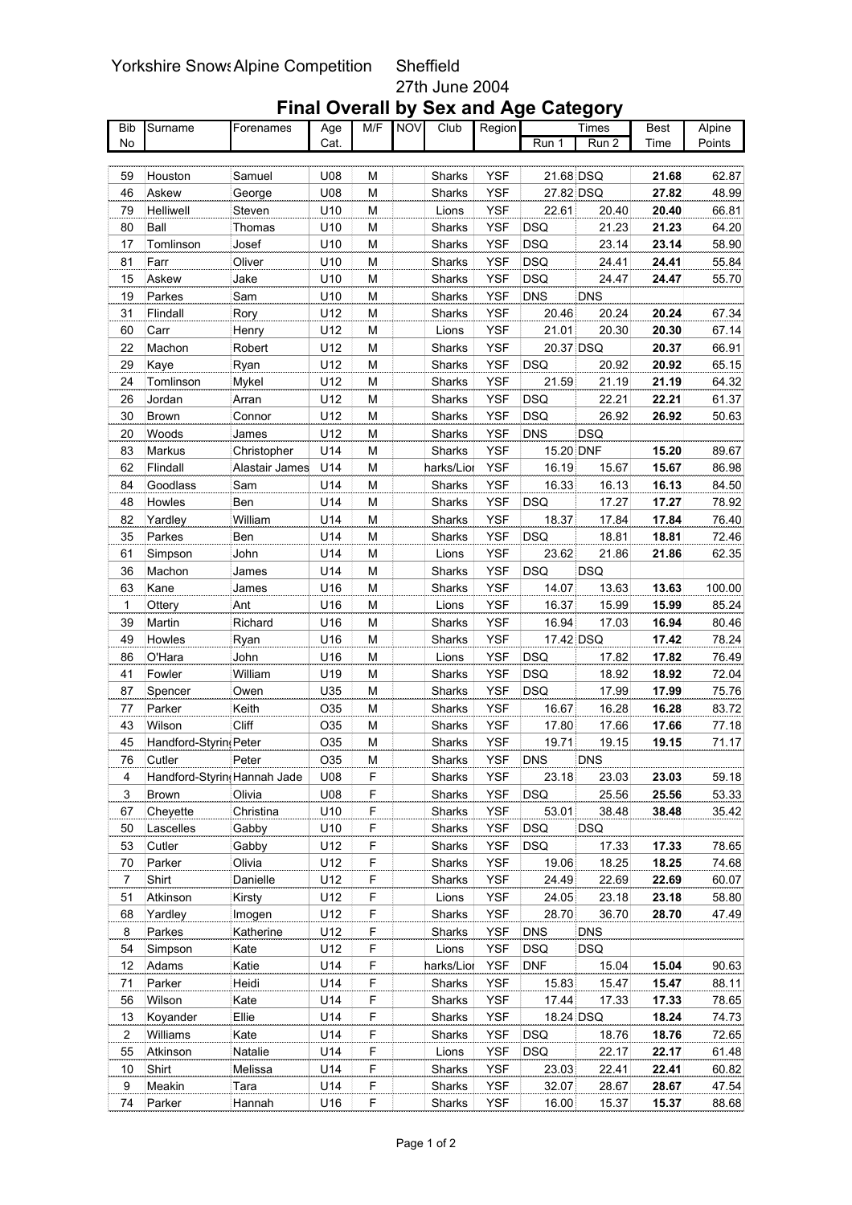Yorkshire Snows Alpine Competition Sheffield

27th June 2004

# Final Overall by Sex and Age Category

| Bib No | Surname | Forenames | Age Cat. | M/F | NOV | Club | Region | Times Run 1 | Run 2 | Best Time | Alpine Points |
|---|---|---|---|---|---|---|---|---|---|---|---|
| 59 | Houston | Samuel | U08 | M | | Sharks | YSF | 21.68 | DSQ | **21.68** | 62.87 |
| 46 | Askew | George | U08 | M | | Sharks | YSF | 27.82 | DSQ | **27.82** | 48.99 |
| 79 | Helliwell | Steven | U10 | M | | Lions | YSF | 22.61 | 20.40 | **20.40** | 66.81 |
| 80 | Ball | Thomas | U10 | M | | Sharks | YSF | DSQ | 21.23 | **21.23** | 64.20 |
| 17 | Tomlinson | Josef | U10 | M | | Sharks | YSF | DSQ | 23.14 | **23.14** | 58.90 |
| 81 | Farr | Oliver | U10 | M | | Sharks | YSF | DSQ | 24.41 | **24.41** | 55.84 |
| 15 | Askew | Jake | U10 | M | | Sharks | YSF | DSQ | 24.47 | **24.47** | 55.70 |
| 19 | Parkes | Sam | U10 | M | | Sharks | YSF | DNS | DNS | | |
| 31 | Flindall | Rory | U12 | M | | Sharks | YSF | 20.46 | 20.24 | **20.24** | 67.34 |
| 60 | Carr | Henry | U12 | M | | Lions | YSF | 21.01 | 20.30 | **20.30** | 67.14 |
| 22 | Machon | Robert | U12 | M | | Sharks | YSF | 20.37 | DSQ | **20.37** | 66.91 |
| 29 | Kaye | Ryan | U12 | M | | Sharks | YSF | DSQ | 20.92 | **20.92** | 65.15 |
| 24 | Tomlinson | Mykel | U12 | M | | Sharks | YSF | 21.59 | 21.19 | **21.19** | 64.32 |
| 26 | Jordan | Arran | U12 | M | | Sharks | YSF | DSQ | 22.21 | **22.21** | 61.37 |
| 30 | Brown | Connor | U12 | M | | Sharks | YSF | DSQ | 26.92 | **26.92** | 50.63 |
| 20 | Woods | James | U12 | M | | Sharks | YSF | DNS | DSQ | | |
| 83 | Markus | Christopher | U14 | M | | Sharks | YSF | 15.20 | DNF | **15.20** | 89.67 |
| 62 | Flindall | Alastair James | U14 | M | | harks/Lior | YSF | 16.19 | 15.67 | **15.67** | 86.98 |
| 84 | Goodlass | Sam | U14 | M | | Sharks | YSF | 16.33 | 16.13 | **16.13** | 84.50 |
| 48 | Howles | Ben | U14 | M | | Sharks | YSF | DSQ | 17.27 | **17.27** | 78.92 |
| 82 | Yardley | William | U14 | M | | Sharks | YSF | 18.37 | 17.84 | **17.84** | 76.40 |
| 35 | Parkes | Ben | U14 | M | | Sharks | YSF | DSQ | 18.81 | **18.81** | 72.46 |
| 61 | Simpson | John | U14 | M | | Lions | YSF | 23.62 | 21.86 | **21.86** | 62.35 |
| 36 | Machon | James | U14 | M | | Sharks | YSF | DSQ | DSQ | | |
| 63 | Kane | James | U16 | M | | Sharks | YSF | 14.07 | 13.63 | **13.63** | 100.00 |
| 1 | Ottery | Ant | U16 | M | | Lions | YSF | 16.37 | 15.99 | **15.99** | 85.24 |
| 39 | Martin | Richard | U16 | M | | Sharks | YSF | 16.94 | 17.03 | **16.94** | 80.46 |
| 49 | Howles | Ryan | U16 | M | | Sharks | YSF | 17.42 | DSQ | **17.42** | 78.24 |
| 86 | O'Hara | John | U16 | M | | Lions | YSF | DSQ | 17.82 | **17.82** | 76.49 |
| 41 | Fowler | William | U19 | M | | Sharks | YSF | DSQ | 18.92 | **18.92** | 72.04 |
| 87 | Spencer | Owen | U35 | M | | Sharks | YSF | DSQ | 17.99 | **17.99** | 75.76 |
| 77 | Parker | Keith | O35 | M | | Sharks | YSF | 16.67 | 16.28 | **16.28** | 83.72 |
| 43 | Wilson | Cliff | O35 | M | | Sharks | YSF | 17.80 | 17.66 | **17.66** | 77.18 |
| 45 | Handford-Styrin | Peter | O35 | M | | Sharks | YSF | 19.71 | 19.15 | **19.15** | 71.17 |
| 76 | Cutler | Peter | O35 | M | | Sharks | YSF | DNS | DNS | | |
| 4 | Handford-Styrin | Hannah Jade | U08 | F | | Sharks | YSF | 23.18 | 23.03 | **23.03** | 59.18 |
| 3 | Brown | Olivia | U08 | F | | Sharks | YSF | DSQ | 25.56 | **25.56** | 53.33 |
| 67 | Cheyette | Christina | U10 | F | | Sharks | YSF | 53.01 | 38.48 | **38.48** | 35.42 |
| 50 | Lascelles | Gabby | U10 | F | | Sharks | YSF | DSQ | DSQ | | |
| 53 | Cutler | Gabby | U12 | F | | Sharks | YSF | DSQ | 17.33 | **17.33** | 78.65 |
| 70 | Parker | Olivia | U12 | F | | Sharks | YSF | 19.06 | 18.25 | **18.25** | 74.68 |
| 7 | Shirt | Danielle | U12 | F | | Sharks | YSF | 24.49 | 22.69 | **22.69** | 60.07 |
| 51 | Atkinson | Kirsty | U12 | F | | Lions | YSF | 24.05 | 23.18 | **23.18** | 58.80 |
| 68 | Yardley | Imogen | U12 | F | | Sharks | YSF | 28.70 | 36.70 | **28.70** | 47.49 |
| 8 | Parkes | Katherine | U12 | F | | Sharks | YSF | DNS | DNS | | |
| 54 | Simpson | Kate | U12 | F | | Lions | YSF | DSQ | DSQ | | |
| 12 | Adams | Katie | U14 | F | | harks/Lior | YSF | DNF | 15.04 | **15.04** | 90.63 |
| 71 | Parker | Heidi | U14 | F | | Sharks | YSF | 15.83 | 15.47 | **15.47** | 88.11 |
| 56 | Wilson | Kate | U14 | F | | Sharks | YSF | 17.44 | 17.33 | **17.33** | 78.65 |
| 13 | Koyander | Ellie | U14 | F | | Sharks | YSF | 18.24 | DSQ | **18.24** | 74.73 |
| 2 | Williams | Kate | U14 | F | | Sharks | YSF | DSQ | 18.76 | **18.76** | 72.65 |
| 55 | Atkinson | Natalie | U14 | F | | Lions | YSF | DSQ | 22.17 | **22.17** | 61.48 |
| 10 | Shirt | Melissa | U14 | F | | Sharks | YSF | 23.03 | 22.41 | **22.41** | 60.82 |
| 9 | Meakin | Tara | U14 | F | | Sharks | YSF | 32.07 | 28.67 | **28.67** | 47.54 |
| 74 | Parker | Hannah | U16 | F | | Sharks | YSF | 16.00 | 15.37 | **15.37** | 88.68 |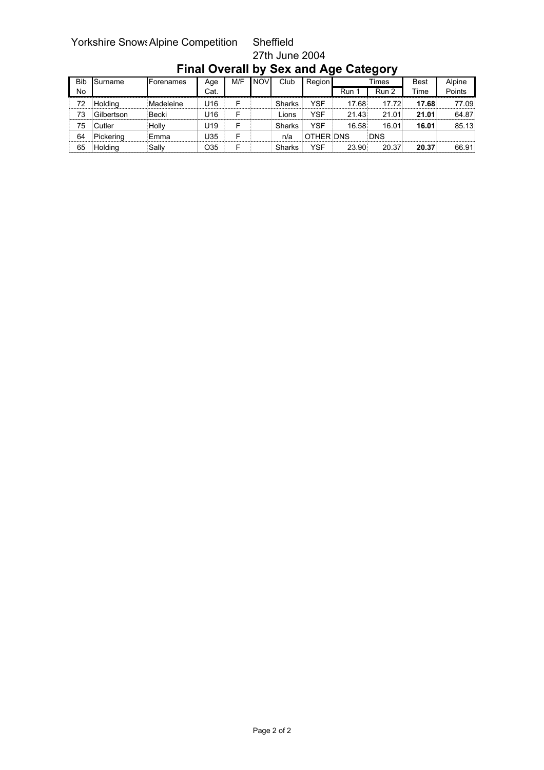Yorkshire Snows Alpine Competition    Sheffield

27th June 2004

# Final Overall by Sex and Age Category

| Bib No | Surname | Forenames | Age Cat. | M/F | NOV | Club | Region | Times | | Best Time | Alpine Points |
|---|---|---|---|---|---|---|---|---|---|---|---|
| | | | | | | | | Run 1 | Run 2 | | |
| 72 | Holding | Madeleine | U16 | F | | Sharks | YSF | 17.68 | 17.72 | **17.68** | 77.09 |
| 73 | Gilbertson | Becki | U16 | F | | Lions | YSF | 21.43 | 21.01 | **21.01** | 64.87 |
| 75 | Cutler | Holly | U19 | F | | Sharks | YSF | 16.58 | 16.01 | **16.01** | 85.13 |
| 64 | Pickering | Emma | U35 | F | | n/a | OTHER | DNS | DNS | | |
| 65 | Holding | Sally | O35 | F | | Sharks | YSF | 23.90 | 20.37 | **20.37** | 66.91 |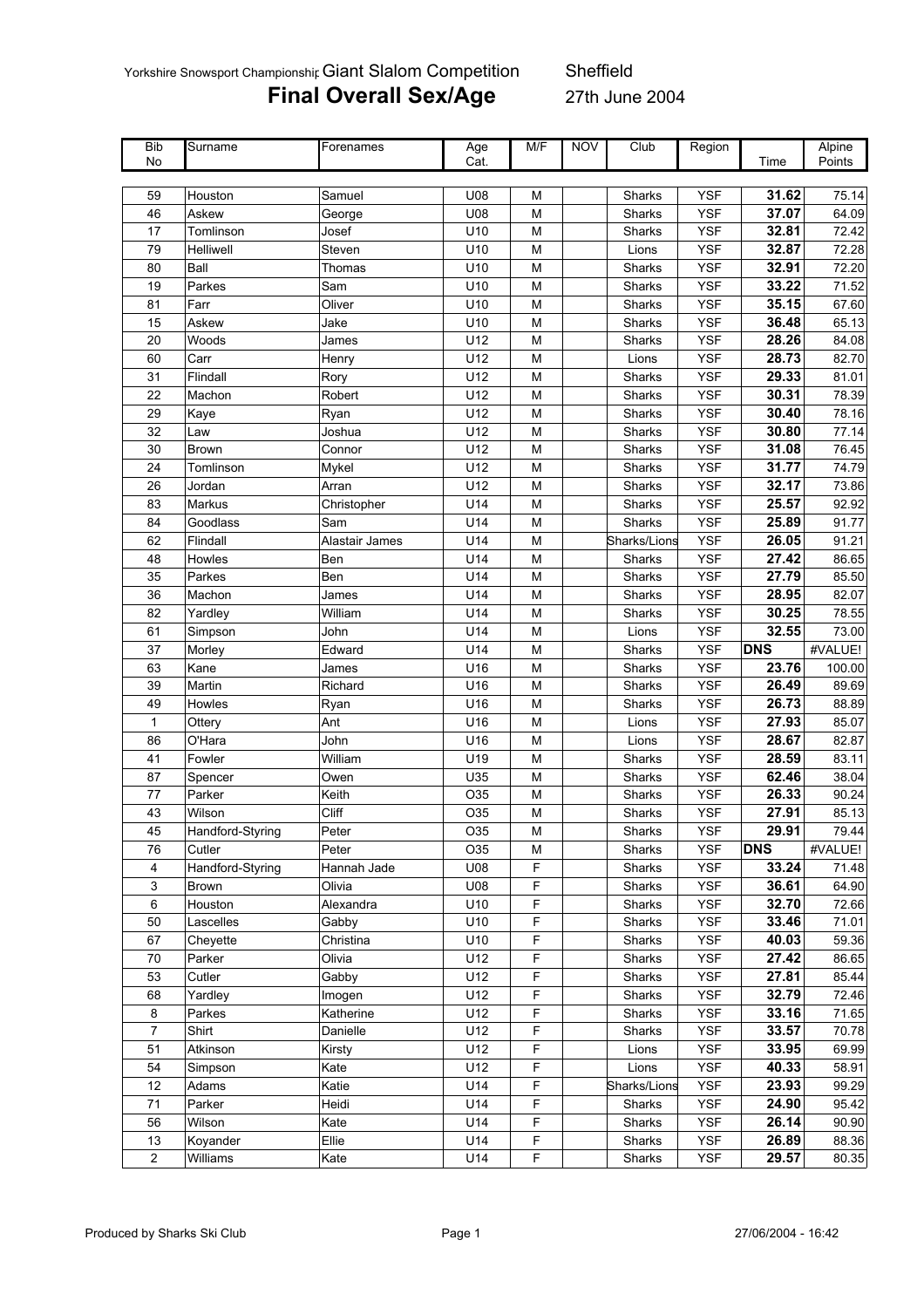Yorkshire Snowsport Championship Giant Slalom Competition Sheffield

# Final Overall Sex/Age

27th June 2004

| Bib No | Surname | Forenames | Age Cat. | M/F | NOV | Club | Region | Time | Alpine Points |
|---|---|---|---|---|---|---|---|---|---|
| 59 | Houston | Samuel | U08 | M | | Sharks | YSF | **31.62** | 75.14 |
| 46 | Askew | George | U08 | M | | Sharks | YSF | **37.07** | 64.09 |
| 17 | Tomlinson | Josef | U10 | M | | Sharks | YSF | **32.81** | 72.42 |
| 79 | Helliwell | Steven | U10 | M | | Lions | YSF | **32.87** | 72.28 |
| 80 | Ball | Thomas | U10 | M | | Sharks | YSF | **32.91** | 72.20 |
| 19 | Parkes | Sam | U10 | M | | Sharks | YSF | **33.22** | 71.52 |
| 81 | Farr | Oliver | U10 | M | | Sharks | YSF | **35.15** | 67.60 |
| 15 | Askew | Jake | U10 | M | | Sharks | YSF | **36.48** | 65.13 |
| 20 | Woods | James | U12 | M | | Sharks | YSF | **28.26** | 84.08 |
| 60 | Carr | Henry | U12 | M | | Lions | YSF | **28.73** | 82.70 |
| 31 | Flindall | Rory | U12 | M | | Sharks | YSF | **29.33** | 81.01 |
| 22 | Machon | Robert | U12 | M | | Sharks | YSF | **30.31** | 78.39 |
| 29 | Kaye | Ryan | U12 | M | | Sharks | YSF | **30.40** | 78.16 |
| 32 | Law | Joshua | U12 | M | | Sharks | YSF | **30.80** | 77.14 |
| 30 | Brown | Connor | U12 | M | | Sharks | YSF | **31.08** | 76.45 |
| 24 | Tomlinson | Mykel | U12 | M | | Sharks | YSF | **31.77** | 74.79 |
| 26 | Jordan | Arran | U12 | M | | Sharks | YSF | **32.17** | 73.86 |
| 83 | Markus | Christopher | U14 | M | | Sharks | YSF | **25.57** | 92.92 |
| 84 | Goodlass | Sam | U14 | M | | Sharks | YSF | **25.89** | 91.77 |
| 62 | Flindall | Alastair James | U14 | M | | Sharks/Lions | YSF | **26.05** | 91.21 |
| 48 | Howles | Ben | U14 | M | | Sharks | YSF | **27.42** | 86.65 |
| 35 | Parkes | Ben | U14 | M | | Sharks | YSF | **27.79** | 85.50 |
| 36 | Machon | James | U14 | M | | Sharks | YSF | **28.95** | 82.07 |
| 82 | Yardley | William | U14 | M | | Sharks | YSF | **30.25** | 78.55 |
| 61 | Simpson | John | U14 | M | | Lions | YSF | **32.55** | 73.00 |
| 37 | Morley | Edward | U14 | M | | Sharks | YSF | **DNS** | #VALUE! |
| 63 | Kane | James | U16 | M | | Sharks | YSF | **23.76** | 100.00 |
| 39 | Martin | Richard | U16 | M | | Sharks | YSF | **26.49** | 89.69 |
| 49 | Howles | Ryan | U16 | M | | Sharks | YSF | **26.73** | 88.89 |
| 1 | Ottery | Ant | U16 | M | | Lions | YSF | **27.93** | 85.07 |
| 86 | O'Hara | John | U16 | M | | Lions | YSF | **28.67** | 82.87 |
| 41 | Fowler | William | U19 | M | | Sharks | YSF | **28.59** | 83.11 |
| 87 | Spencer | Owen | U35 | M | | Sharks | YSF | **62.46** | 38.04 |
| 77 | Parker | Keith | O35 | M | | Sharks | YSF | **26.33** | 90.24 |
| 43 | Wilson | Cliff | O35 | M | | Sharks | YSF | **27.91** | 85.13 |
| 45 | Handford-Styring | Peter | O35 | M | | Sharks | YSF | **29.91** | 79.44 |
| 76 | Cutler | Peter | O35 | M | | Sharks | YSF | **DNS** | #VALUE! |
| 4 | Handford-Styring | Hannah Jade | U08 | F | | Sharks | YSF | **33.24** | 71.48 |
| 3 | Brown | Olivia | U08 | F | | Sharks | YSF | **36.61** | 64.90 |
| 6 | Houston | Alexandra | U10 | F | | Sharks | YSF | **32.70** | 72.66 |
| 50 | Lascelles | Gabby | U10 | F | | Sharks | YSF | **33.46** | 71.01 |
| 67 | Cheyette | Christina | U10 | F | | Sharks | YSF | **40.03** | 59.36 |
| 70 | Parker | Olivia | U12 | F | | Sharks | YSF | **27.42** | 86.65 |
| 53 | Cutler | Gabby | U12 | F | | Sharks | YSF | **27.81** | 85.44 |
| 68 | Yardley | Imogen | U12 | F | | Sharks | YSF | **32.79** | 72.46 |
| 8 | Parkes | Katherine | U12 | F | | Sharks | YSF | **33.16** | 71.65 |
| 7 | Shirt | Danielle | U12 | F | | Sharks | YSF | **33.57** | 70.78 |
| 51 | Atkinson | Kirsty | U12 | F | | Lions | YSF | **33.95** | 69.99 |
| 54 | Simpson | Kate | U12 | F | | Lions | YSF | **40.33** | 58.91 |
| 12 | Adams | Katie | U14 | F | | Sharks/Lions | YSF | **23.93** | 99.29 |
| 71 | Parker | Heidi | U14 | F | | Sharks | YSF | **24.90** | 95.42 |
| 56 | Wilson | Kate | U14 | F | | Sharks | YSF | **26.14** | 90.90 |
| 13 | Koyander | Ellie | U14 | F | | Sharks | YSF | **26.89** | 88.36 |
| 2 | Williams | Kate | U14 | F | | Sharks | YSF | **29.57** | 80.35 |

Produced by Sharks Ski Club 27/06/2004 - 16:42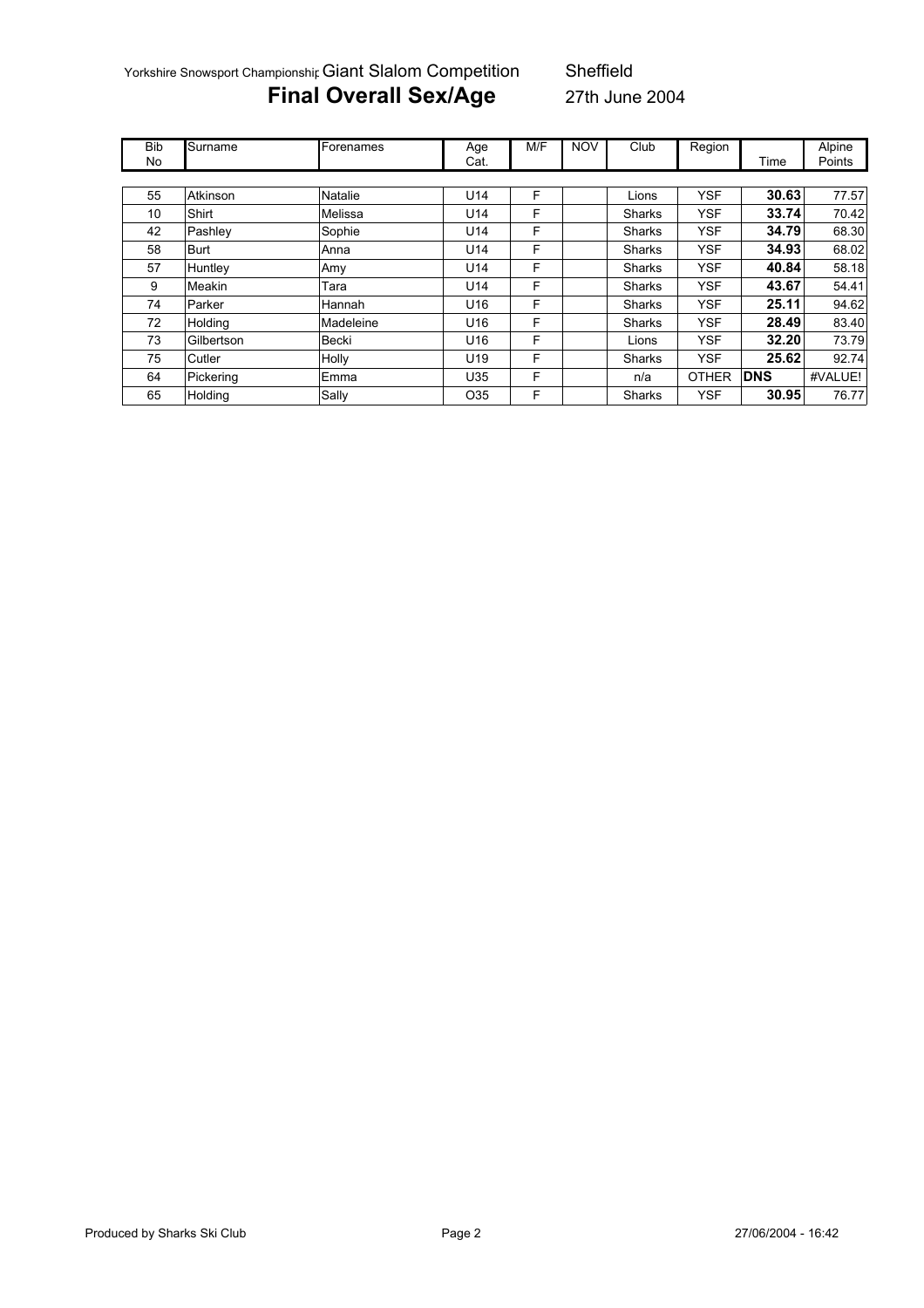Yorkshire Snowsport Championship Giant Slalom Competition Sheffield

# Final Overall Sex/Age

27th June 2004

| Bib No | Surname | Forenames | Age Cat. | M/F | NOV | Club | Region | Time | Alpine Points |
|---|---|---|---|---|---|---|---|---|---|
| 55 | Atkinson | Natalie | U14 | F | | Lions | YSF | **30.63** | 77.57 |
| 10 | Shirt | Melissa | U14 | F | | Sharks | YSF | **33.74** | 70.42 |
| 42 | Pashley | Sophie | U14 | F | | Sharks | YSF | **34.79** | 68.30 |
| 58 | Burt | Anna | U14 | F | | Sharks | YSF | **34.93** | 68.02 |
| 57 | Huntley | Amy | U14 | F | | Sharks | YSF | **40.84** | 58.18 |
| 9 | Meakin | Tara | U14 | F | | Sharks | YSF | **43.67** | 54.41 |
| 74 | Parker | Hannah | U16 | F | | Sharks | YSF | **25.11** | 94.62 |
| 72 | Holding | Madeleine | U16 | F | | Sharks | YSF | **28.49** | 83.40 |
| 73 | Gilbertson | Becki | U16 | F | | Lions | YSF | **32.20** | 73.79 |
| 75 | Cutler | Holly | U19 | F | | Sharks | YSF | **25.62** | 92.74 |
| 64 | Pickering | Emma | U35 | F | | n/a | OTHER | **DNS** | #VALUE! |
| 65 | Holding | Sally | O35 | F | | Sharks | YSF | **30.95** | 76.77 |

Produced by Sharks Ski Club 27/06/2004 - 16:42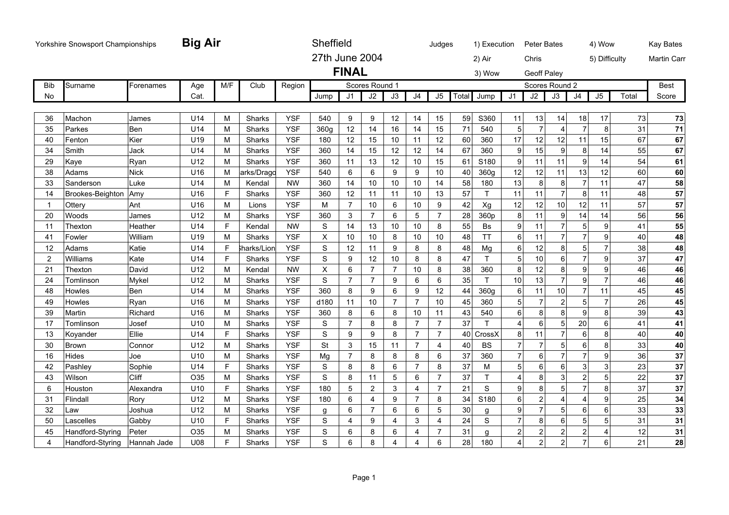Yorkshire Snowsport Championships **Big Air** Sheffield

27th June 2004

**FINAL**

Judges: 1) Execution Peter Bates; 2) Air Chris; 3) Wow Geoff Paley; 4) Wow Kay Bates; 5) Difficulty Martin Carr

| Bib No | Surname | Forenames | Age Cat. | M/F | Club | Region | Scores Round 1 Jump | J1 | J2 | J3 | J4 | J5 | Total | Scores Round 2 Jump | J1 | J2 | J3 | J4 | J5 | Total | Best Score |
|---|---|---|---|---|---|---|---|---|---|---|---|---|---|---|---|---|---|---|---|---|---|
| 36 | Machon | James | U14 | M | Sharks | YSF | 540 | 9 | 9 | 12 | 14 | 15 | 59 | S360 | 11 | 13 | 14 | 18 | 17 | 73 | **73** |
| 35 | Parkes | Ben | U14 | M | Sharks | YSF | 360g | 12 | 14 | 16 | 14 | 15 | 71 | 540 | 5 | 7 | 4 | 7 | 8 | 31 | **71** |
| 40 | Fenton | Kier | U19 | M | Sharks | YSF | 180 | 12 | 15 | 10 | 11 | 12 | 60 | 360 | 17 | 12 | 12 | 11 | 15 | 67 | **67** |
| 34 | Smith | Jack | U14 | M | Sharks | YSF | 360 | 14 | 15 | 12 | 12 | 14 | 67 | 360 | 9 | 15 | 9 | 8 | 14 | 55 | **67** |
| 29 | Kaye | Ryan | U12 | M | Sharks | YSF | 360 | 11 | 13 | 12 | 10 | 15 | 61 | S180 | 9 | 11 | 11 | 9 | 14 | 54 | **61** |
| 38 | Adams | Nick | U16 | M | arks/Drago | YSF | 540 | 6 | 6 | 9 | 9 | 10 | 40 | 360g | 12 | 12 | 11 | 13 | 12 | 60 | **60** |
| 33 | Sanderson | Luke | U14 | M | Kendal | NW | 360 | 14 | 10 | 10 | 10 | 14 | 58 | 180 | 13 | 8 | 8 | 7 | 11 | 47 | **58** |
| 14 | Brookes-Beighton | Amy | U16 | F | Sharks | YSF | 360 | 12 | 11 | 11 | 10 | 13 | 57 | T | 11 | 11 | 7 | 8 | 11 | 48 | **57** |
| 1 | Ottery | Ant | U16 | M | Lions | YSF | M | 7 | 10 | 6 | 10 | 9 | 42 | Xg | 12 | 12 | 10 | 12 | 11 | 57 | **57** |
| 20 | Woods | James | U12 | M | Sharks | YSF | 360 | 3 | 7 | 6 | 5 | 7 | 28 | 360p | 8 | 11 | 9 | 14 | 14 | 56 | **56** |
| 11 | Thexton | Heather | U14 | F | Kendal | NW | S | 14 | 13 | 10 | 10 | 8 | 55 | Bs | 9 | 11 | 7 | 5 | 9 | 41 | **55** |
| 41 | Fowler | William | U19 | M | Sharks | YSF | X | 10 | 10 | 8 | 10 | 10 | 48 | TT | 6 | 11 | 7 | 7 | 9 | 40 | **48** |
| 12 | Adams | Katie | U14 | F | harks/Lion | YSF | S | 12 | 11 | 9 | 8 | 8 | 48 | Mg | 6 | 12 | 8 | 5 | 7 | 38 | **48** |
| 2 | Williams | Kate | U14 | F | Sharks | YSF | S | 9 | 12 | 10 | 8 | 8 | 47 | T | 5 | 10 | 6 | 7 | 9 | 37 | **47** |
| 21 | Thexton | David | U12 | M | Kendal | NW | X | 6 | 7 | 7 | 10 | 8 | 38 | 360 | 8 | 12 | 8 | 9 | 9 | 46 | **46** |
| 24 | Tomlinson | Mykel | U12 | M | Sharks | YSF | S | 7 | 7 | 9 | 6 | 6 | 35 | T | 10 | 13 | 7 | 9 | 7 | 46 | **46** |
| 48 | Howles | Ben | U14 | M | Sharks | YSF | 360 | 8 | 9 | 6 | 9 | 12 | 44 | 360g | 6 | 11 | 10 | 7 | 11 | 45 | **45** |
| 49 | Howles | Ryan | U16 | M | Sharks | YSF | d180 | 11 | 10 | 7 | 7 | 10 | 45 | 360 | 5 | 7 | 2 | 5 | 7 | 26 | **45** |
| 39 | Martin | Richard | U16 | M | Sharks | YSF | 360 | 8 | 6 | 8 | 10 | 11 | 43 | 540 | 6 | 8 | 8 | 9 | 8 | 39 | **43** |
| 17 | Tomlinson | Josef | U10 | M | Sharks | YSF | S | 7 | 8 | 8 | 7 | 7 | 37 | T | 4 | 6 | 5 | 20 | 6 | 41 | **41** |
| 13 | Koyander | Ellie | U14 | F | Sharks | YSF | S | 9 | 9 | 8 | 7 | 7 | 40 | CrossX | 8 | 11 | 7 | 6 | 8 | 40 | **40** |
| 30 | Brown | Connor | U12 | M | Sharks | YSF | St | 3 | 15 | 11 | 7 | 4 | 40 | BS | 7 | 7 | 5 | 6 | 8 | 33 | **40** |
| 16 | Hides | Joe | U10 | M | Sharks | YSF | Mg | 7 | 8 | 8 | 8 | 6 | 37 | 360 | 7 | 6 | 7 | 7 | 9 | 36 | **37** |
| 42 | Pashley | Sophie | U14 | F | Sharks | YSF | S | 8 | 8 | 6 | 7 | 8 | 37 | M | 5 | 6 | 6 | 3 | 3 | 23 | **37** |
| 43 | Wilson | Cliff | O35 | M | Sharks | YSF | S | 8 | 11 | 5 | 6 | 7 | 37 | T | 4 | 8 | 3 | 2 | 5 | 22 | **37** |
| 6 | Houston | Alexandra | U10 | F | Sharks | YSF | 180 | 5 | 2 | 3 | 4 | 7 | 21 | S | 9 | 8 | 5 | 7 | 8 | 37 | **37** |
| 31 | Flindall | Rory | U12 | M | Sharks | YSF | 180 | 6 | 4 | 9 | 7 | 8 | 34 | S180 | 6 | 2 | 4 | 4 | 9 | 25 | **34** |
| 32 | Law | Joshua | U12 | M | Sharks | YSF | g | 6 | 7 | 6 | 6 | 5 | 30 | g | 9 | 7 | 5 | 6 | 6 | 33 | **33** |
| 50 | Lascelles | Gabby | U10 | F | Sharks | YSF | S | 4 | 9 | 4 | 3 | 4 | 24 | S | 7 | 8 | 6 | 5 | 5 | 31 | **31** |
| 45 | Handford-Styring | Peter | O35 | M | Sharks | YSF | S | 6 | 8 | 6 | 4 | 7 | 31 | g | 2 | 2 | 2 | 2 | 4 | 12 | **31** |
| 4 | Handford-Styring | Hannah Jade | U08 | F | Sharks | YSF | S | 6 | 8 | 4 | 4 | 6 | 28 | 180 | 4 | 2 | 2 | 7 | 6 | 21 | **28** |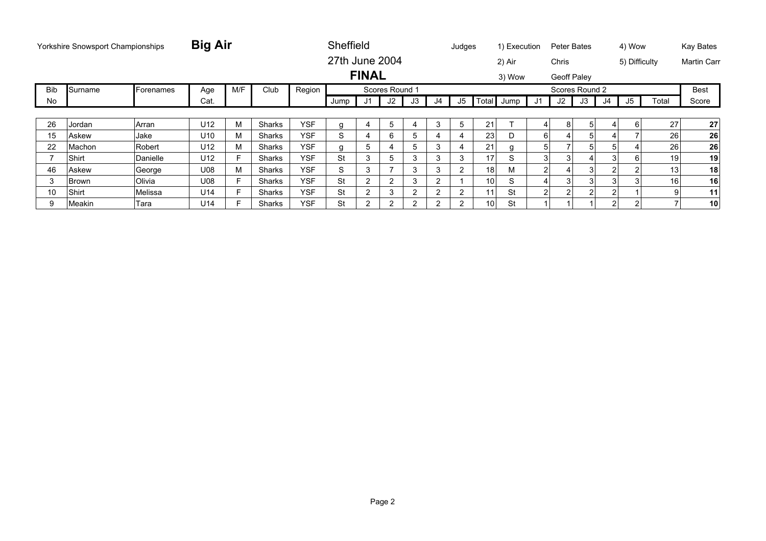Yorkshire Snowsport Championships **Big Air**

Sheffield
27th June 2004
**FINAL**

Judges: 1) Execution Peter Bates; 2) Air Chris; 3) Wow Geoff Paley; 4) Wow Kay Bates; 5) Difficulty Martin Carr

| Bib No | Surname | Forenames | Age Cat. | M/F | Club | Region | Scores Round 1 | | | | | | | Scores Round 2 | | | | | | | Best Score |
|---|---|---|---|---|---|---|---|---|---|---|---|---|---|---|---|---|---|---|---|---|---|
| | | | | | | | Jump | J1 | J2 | J3 | J4 | J5 | Total | Jump | J1 | J2 | J3 | J4 | J5 | Total | |
| 26 | Jordan | Arran | U12 | M | Sharks | YSF | g | 4 | 5 | 4 | 3 | 5 | 21 | T | 4 | 8 | 5 | 4 | 6 | 27 | **27** |
| 15 | Askew | Jake | U10 | M | Sharks | YSF | S | 4 | 6 | 5 | 4 | 4 | 23 | D | 6 | 4 | 5 | 4 | 7 | 26 | **26** |
| 22 | Machon | Robert | U12 | M | Sharks | YSF | g | 5 | 4 | 5 | 3 | 4 | 21 | g | 5 | 7 | 5 | 5 | 4 | 26 | **26** |
| 7 | Shirt | Danielle | U12 | F | Sharks | YSF | St | 3 | 5 | 3 | 3 | 3 | 17 | S | 3 | 3 | 4 | 3 | 6 | 19 | **19** |
| 46 | Askew | George | U08 | M | Sharks | YSF | S | 3 | 7 | 3 | 3 | 2 | 18 | M | 2 | 4 | 3 | 2 | 2 | 13 | **18** |
| 3 | Brown | Olivia | U08 | F | Sharks | YSF | St | 2 | 2 | 3 | 2 | 1 | 10 | S | 4 | 3 | 3 | 3 | 3 | 16 | **16** |
| 10 | Shirt | Melissa | U14 | F | Sharks | YSF | St | 2 | 3 | 2 | 2 | 2 | 11 | St | 2 | 2 | 2 | 2 | 1 | 9 | **11** |
| 9 | Meakin | Tara | U14 | F | Sharks | YSF | St | 2 | 2 | 2 | 2 | 2 | 10 | St | 1 | 1 | 1 | 2 | 2 | 7 | **10** |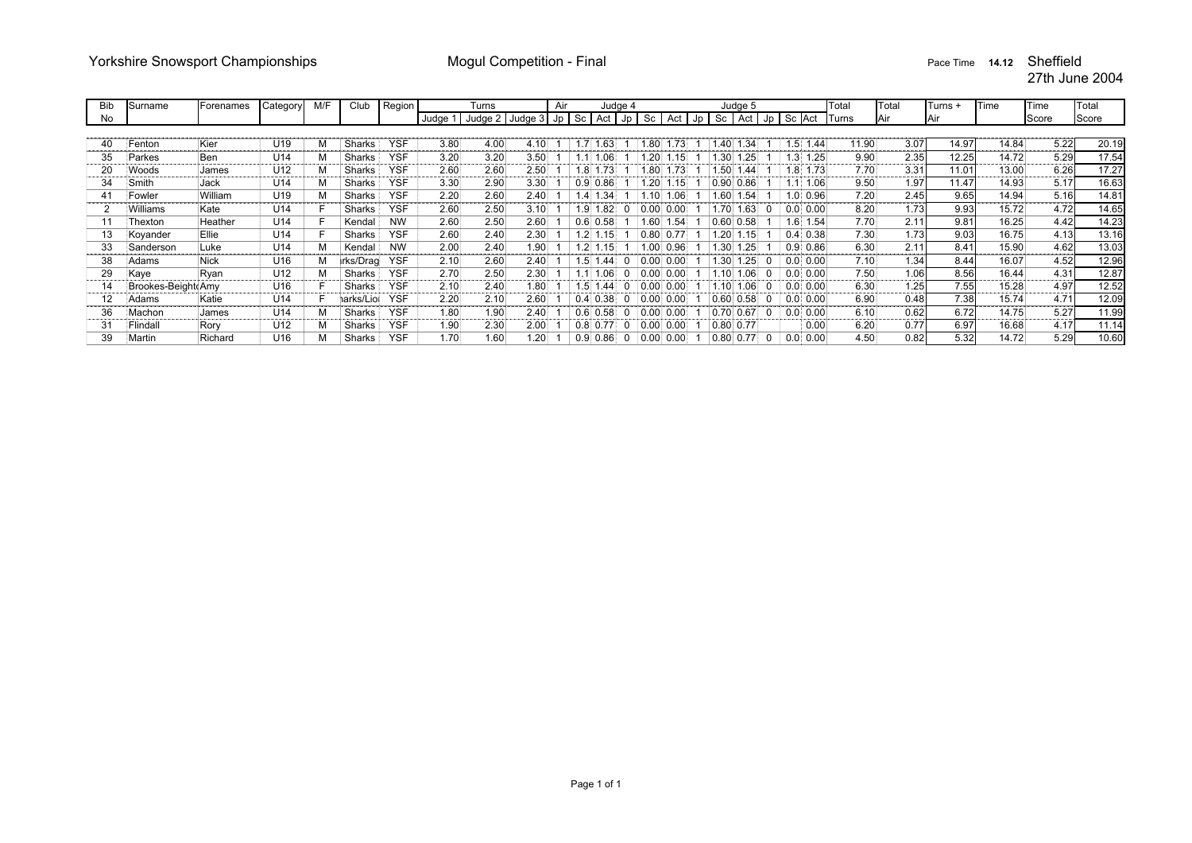Yorkshire Snowsport Championships — Mogul Competition - Final — Pace Time **14.12** — Sheffield, 27th June 2004

| Bib No | Surname | Forenames | Category | M/F | Club | Region | Turns Judge 1 | Turns Judge 2 | Turns Judge 3 | Air Jp | Judge 4 Sc | Judge 4 Act | Judge 4 Jp | Judge 4 Sc | Judge 4 Act | Jp | Judge 5 Sc | Judge 5 Act | Judge 5 Jp | Judge 5 Sc | Judge 5 Act | Total Turns | Total Air | Turns + Air | Time | Time Score | Total Score |
|---|---|---|---|---|---|---|---|---|---|---|---|---|---|---|---|---|---|---|---|---|---|---|---|---|---|---|---|
| 40 | Fenton | Kier | U19 | M | Sharks | YSF | 3.80 | 4.00 | 4.10 | 1 | 1.7 | 1.63 | 1 | 1.80 | 1.73 | 1 | 1.40 | 1.34 | 1 | 1.5 | 1.44 | 11.90 | 3.07 | 14.97 | 14.84 | 5.22 | 20.19 |
| 35 | Parkes | Ben | U14 | M | Sharks | YSF | 3.20 | 3.20 | 3.50 | 1 | 1.1 | 1.06 | 1 | 1.20 | 1.15 | 1 | 1.30 | 1.25 | 1 | 1.3 | 1.25 | 9.90 | 2.35 | 12.25 | 14.72 | 5.29 | 17.54 |
| 20 | Woods | James | U12 | M | Sharks | YSF | 2.60 | 2.60 | 2.50 | 1 | 1.8 | 1.73 | 1 | 1.80 | 1.73 | 1 | 1.50 | 1.44 | 1 | 1.8 | 1.73 | 7.70 | 3.31 | 11.01 | 13.00 | 6.26 | 17.27 |
| 34 | Smith | Jack | U14 | M | Sharks | YSF | 3.30 | 2.90 | 3.30 | 1 | 0.9 | 0.86 | 1 | 1.20 | 1.15 | 1 | 0.90 | 0.86 | 1 | 1.1 | 1.06 | 9.50 | 1.97 | 11.47 | 14.93 | 5.17 | 16.63 |
| 41 | Fowler | William | U19 | M | Sharks | YSF | 2.20 | 2.60 | 2.40 | 1 | 1.4 | 1.34 | 1 | 1.10 | 1.06 | 1 | 1.60 | 1.54 | 1 | 1.0 | 0.96 | 7.20 | 2.45 | 9.65 | 14.94 | 5.16 | 14.81 |
| 2 | Williams | Kate | U14 | F | Sharks | YSF | 2.60 | 2.50 | 3.10 | 1 | 1.9 | 1.82 | 0 | 0.00 | 0.00 | 1 | 1.70 | 1.63 | 0 | 0.0 | 0.00 | 8.20 | 1.73 | 9.93 | 15.72 | 4.72 | 14.65 |
| 11 | Thexton | Heather | U14 | F | Kendal | NW | 2.60 | 2.50 | 2.60 | 1 | 0.6 | 0.58 | 1 | 1.60 | 1.54 | 1 | 0.60 | 0.58 | 1 | 1.6 | 1.54 | 7.70 | 2.11 | 9.81 | 16.25 | 4.42 | 14.23 |
| 13 | Koyander | Ellie | U14 | F | Sharks | YSF | 2.60 | 2.40 | 2.30 | 1 | 1.2 | 1.15 | 1 | 0.80 | 0.77 | 1 | 1.20 | 1.15 | 1 | 0.4 | 0.38 | 7.30 | 1.73 | 9.03 | 16.75 | 4.13 | 13.16 |
| 33 | Sanderson | Luke | U14 | M | Kendal | NW | 2.00 | 2.40 | 1.90 | 1 | 1.2 | 1.15 | 1 | 1.00 | 0.96 | 1 | 1.30 | 1.25 | 1 | 0.9 | 0.86 | 6.30 | 2.11 | 8.41 | 15.90 | 4.62 | 13.03 |
| 38 | Adams | Nick | U16 | M | rks/Drag | YSF | 2.10 | 2.60 | 2.40 | 1 | 1.5 | 1.44 | 0 | 0.00 | 0.00 | 1 | 1.30 | 1.25 | 0 | 0.0 | 0.00 | 7.10 | 1.34 | 8.44 | 16.07 | 4.52 | 12.96 |
| 29 | Kaye | Ryan | U12 | M | Sharks | YSF | 2.70 | 2.50 | 2.30 | 1 | 1.1 | 1.06 | 0 | 0.00 | 0.00 | 1 | 1.10 | 1.06 | 0 | 0.0 | 0.00 | 7.50 | 1.06 | 8.56 | 16.44 | 4.31 | 12.87 |
| 14 | Brookes-Beight( | Amy | U16 | F | Sharks | YSF | 2.10 | 2.40 | 1.80 | 1 | 1.5 | 1.44 | 0 | 0.00 | 0.00 | 1 | 1.10 | 1.06 | 0 | 0.0 | 0.00 | 6.30 | 1.25 | 7.55 | 15.28 | 4.97 | 12.52 |
| 12 | Adams | Katie | U14 | F | arks/Lio | YSF | 2.20 | 2.10 | 2.60 | 1 | 0.4 | 0.38 | 0 | 0.00 | 0.00 | 1 | 0.60 | 0.58 | 0 | 0.0 | 0.00 | 6.90 | 0.48 | 7.38 | 15.74 | 4.71 | 12.09 |
| 36 | Machon | James | U14 | M | Sharks | YSF | 1.80 | 1.90 | 2.40 | 1 | 0.6 | 0.58 | 0 | 0.00 | 0.00 | 1 | 0.70 | 0.67 | 0 | 0.0 | 0.00 | 6.10 | 0.62 | 6.72 | 14.75 | 5.27 | 11.99 |
| 31 | Flindall | Rory | U12 | M | Sharks | YSF | 1.90 | 2.30 | 2.00 | 1 | 0.8 | 0.77 | 0 | 0.00 | 0.00 | 1 | 0.80 | 0.77 | | | 0.00 | 6.20 | 0.77 | 6.97 | 16.68 | 4.17 | 11.14 |
| 39 | Martin | Richard | U16 | M | Sharks | YSF | 1.70 | 1.60 | 1.20 | 1 | 0.9 | 0.86 | 0 | 0.00 | 0.00 | 1 | 0.80 | 0.77 | 0 | 0.0 | 0.00 | 4.50 | 0.82 | 5.32 | 14.72 | 5.29 | 10.60 |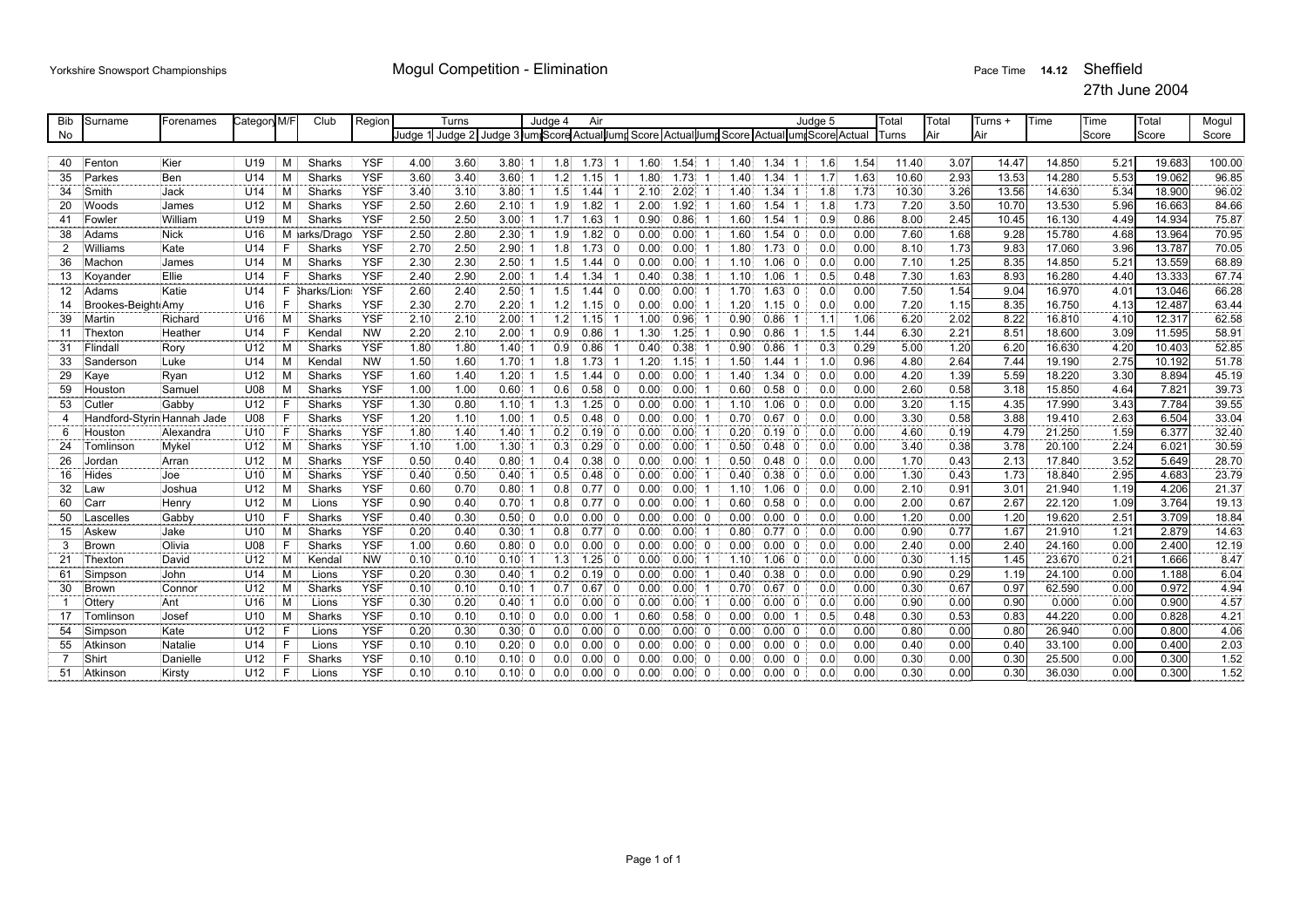Yorkshire Snowsport Championships

# Mogul Competition - Elimination

Pace Time **14.12** Sheffield

27th June 2004

| Bib No | Surname | Forenames | Category | M/F | Club | Region | Turns | | | Judge 4 Air | | | | | | Judge 5 | | | | | | Total Turns | Total Air | Turns + Air | Time | Time Score | Total Score | Mogul Score |
|---|---|---|---|---|---|---|---|---|---|---|---|---|---|---|---|---|---|---|---|---|---|---|---|---|---|---|---|---|
| | | | | | | | Judge 1 | Judge 2 | Judge 3 | Jump | Score | Actual | Jump | Score | Actual | Jump | Score | Actual | Jump | Score | Actual | | | | | | | |
| 40 | Fenton | Kier | U19 | M | Sharks | YSF | 4.00 | 3.60 | 3.80 | 1 | 1.8 | 1.73 | 1 | 1.60 | 1.54 | 1 | 1.40 | 1.34 | 1 | 1.6 | 1.54 | 11.40 | 3.07 | 14.47 | 14.850 | 5.21 | 19.683 | 100.00 |
| 35 | Parkes | Ben | U14 | M | Sharks | YSF | 3.60 | 3.40 | 3.60 | 1 | 1.2 | 1.15 | 1 | 1.80 | 1.73 | 1 | 1.40 | 1.34 | 1 | 1.7 | 1.63 | 10.60 | 2.93 | 13.53 | 14.280 | 5.53 | 19.062 | 96.85 |
| 34 | Smith | Jack | U14 | M | Sharks | YSF | 3.40 | 3.10 | 3.80 | 1 | 1.5 | 1.44 | 1 | 2.10 | 2.02 | 1 | 1.40 | 1.34 | 1 | 1.8 | 1.73 | 10.30 | 3.26 | 13.56 | 14.630 | 5.34 | 18.900 | 96.02 |
| 20 | Woods | James | U12 | M | Sharks | YSF | 2.50 | 2.60 | 2.10 | 1 | 1.9 | 1.82 | 1 | 2.00 | 1.92 | 1 | 1.60 | 1.54 | 1 | 1.8 | 1.73 | 7.20 | 3.50 | 10.70 | 13.530 | 5.96 | 16.663 | 84.66 |
| 41 | Fowler | William | U19 | M | Sharks | YSF | 2.50 | 2.50 | 3.00 | 1 | 1.7 | 1.63 | 1 | 0.90 | 0.86 | 1 | 1.60 | 1.54 | 1 | 0.9 | 0.86 | 8.00 | 2.45 | 10.45 | 16.130 | 4.49 | 14.934 | 75.87 |
| 38 | Adams | Nick | U16 | M | arks/Drago | YSF | 2.50 | 2.80 | 2.30 | 1 | 1.9 | 1.82 | 0 | 0.00 | 0.00 | 1 | 1.60 | 1.54 | 0 | 0.0 | 0.00 | 7.60 | 1.68 | 9.28 | 15.780 | 4.68 | 13.964 | 70.95 |
| 2 | Williams | Kate | U14 | F | Sharks | YSF | 2.70 | 2.50 | 2.90 | 1 | 1.8 | 1.73 | 0 | 0.00 | 0.00 | 1 | 1.80 | 1.73 | 0 | 0.0 | 0.00 | 8.10 | 1.73 | 9.83 | 17.060 | 3.96 | 13.787 | 70.05 |
| 36 | Machon | James | U14 | M | Sharks | YSF | 2.30 | 2.30 | 2.50 | 1 | 1.5 | 1.44 | 0 | 0.00 | 0.00 | 1 | 1.10 | 1.06 | 0 | 0.0 | 0.00 | 7.10 | 1.25 | 8.35 | 14.850 | 5.21 | 13.559 | 68.89 |
| 13 | Koyander | Ellie | U14 | F | Sharks | YSF | 2.40 | 2.90 | 2.00 | 1 | 1.4 | 1.34 | 1 | 0.40 | 0.38 | 1 | 1.10 | 1.06 | 1 | 0.5 | 0.48 | 7.30 | 1.63 | 8.93 | 16.280 | 4.40 | 13.333 | 67.74 |
| 12 | Adams | Katie | U14 | F | Sharks/Lion | YSF | 2.60 | 2.40 | 2.50 | 1 | 1.5 | 1.44 | 0 | 0.00 | 0.00 | 1 | 1.70 | 1.63 | 0 | 0.0 | 0.00 | 7.50 | 1.54 | 9.04 | 16.970 | 4.01 | 13.046 | 66.28 |
| 14 | Brookes-Beight | Amy | U16 | F | Sharks | YSF | 2.30 | 2.70 | 2.20 | 1 | 1.2 | 1.15 | 0 | 0.00 | 0.00 | 1 | 1.20 | 1.15 | 0 | 0.0 | 0.00 | 7.20 | 1.15 | 8.35 | 16.750 | 4.13 | 12.487 | 63.44 |
| 39 | Martin | Richard | U16 | M | Sharks | YSF | 2.10 | 2.10 | 2.00 | 1 | 1.2 | 1.15 | 1 | 1.00 | 0.96 | 1 | 0.90 | 0.86 | 1 | 1.1 | 1.06 | 6.20 | 2.02 | 8.22 | 16.810 | 4.10 | 12.317 | 62.58 |
| 11 | Thexton | Heather | U14 | F | Kendal | NW | 2.20 | 2.10 | 2.00 | 1 | 0.9 | 0.86 | 1 | 1.30 | 1.25 | 1 | 0.90 | 0.86 | 1 | 1.5 | 1.44 | 6.30 | 2.21 | 8.51 | 18.600 | 3.09 | 11.595 | 58.91 |
| 31 | Flindall | Rory | U12 | M | Sharks | YSF | 1.80 | 1.80 | 1.40 | 1 | 0.9 | 0.86 | 1 | 0.40 | 0.38 | 1 | 0.90 | 0.86 | 1 | 0.3 | 0.29 | 5.00 | 1.20 | 6.20 | 16.630 | 4.20 | 10.403 | 52.85 |
| 33 | Sanderson | Luke | U14 | M | Kendal | NW | 1.50 | 1.60 | 1.70 | 1 | 1.8 | 1.73 | 1 | 1.20 | 1.15 | 1 | 1.50 | 1.44 | 1 | 1.0 | 0.96 | 4.80 | 2.64 | 7.44 | 19.190 | 2.75 | 10.192 | 51.78 |
| 29 | Kaye | Ryan | U12 | M | Sharks | YSF | 1.60 | 1.40 | 1.20 | 1 | 1.5 | 1.44 | 0 | 0.00 | 0.00 | 1 | 1.40 | 1.34 | 0 | 0.0 | 0.00 | 4.20 | 1.39 | 5.59 | 18.220 | 3.30 | 8.894 | 45.19 |
| 59 | Houston | Samuel | U08 | M | Sharks | YSF | 1.00 | 1.00 | 0.60 | 1 | 0.6 | 0.58 | 0 | 0.00 | 0.00 | 1 | 0.60 | 0.58 | 0 | 0.0 | 0.00 | 2.60 | 0.58 | 3.18 | 15.850 | 4.64 | 7.821 | 39.73 |
| 53 | Cutler | Gabby | U12 | F | Sharks | YSF | 1.30 | 0.80 | 1.10 | 1 | 1.3 | 1.25 | 0 | 0.00 | 0.00 | 1 | 1.10 | 1.06 | 0 | 0.0 | 0.00 | 3.20 | 1.15 | 4.35 | 17.990 | 3.43 | 7.784 | 39.55 |
| 4 | Handford-Styrin | Hannah Jade | U08 | F | Sharks | YSF | 1.20 | 1.10 | 1.00 | 1 | 0.5 | 0.48 | 0 | 0.00 | 0.00 | 1 | 0.70 | 0.67 | 0 | 0.0 | 0.00 | 3.30 | 0.58 | 3.88 | 19.410 | 2.63 | 6.504 | 33.04 |
| 6 | Houston | Alexandra | U10 | F | Sharks | YSF | 1.80 | 1.40 | 1.40 | 1 | 0.2 | 0.19 | 0 | 0.00 | 0.00 | 1 | 0.20 | 0.19 | 0 | 0.0 | 0.00 | 4.60 | 0.19 | 4.79 | 21.250 | 1.59 | 6.377 | 32.40 |
| 24 | Tomlinson | Mykel | U12 | M | Sharks | YSF | 1.10 | 1.00 | 1.30 | 1 | 0.3 | 0.29 | 0 | 0.00 | 0.00 | 1 | 0.50 | 0.48 | 0 | 0.0 | 0.00 | 3.40 | 0.38 | 3.78 | 20.100 | 2.24 | 6.021 | 30.59 |
| 26 | Jordan | Arran | U12 | M | Sharks | YSF | 0.50 | 0.40 | 0.80 | 1 | 0.4 | 0.38 | 0 | 0.00 | 0.00 | 1 | 0.50 | 0.48 | 0 | 0.0 | 0.00 | 1.70 | 0.43 | 2.13 | 17.840 | 3.52 | 5.649 | 28.70 |
| 16 | Hides | Joe | U10 | M | Sharks | YSF | 0.40 | 0.50 | 0.40 | 1 | 0.5 | 0.48 | 0 | 0.00 | 0.00 | 1 | 0.40 | 0.38 | 0 | 0.0 | 0.00 | 1.30 | 0.43 | 1.73 | 18.840 | 2.95 | 4.683 | 23.79 |
| 32 | Law | Joshua | U12 | M | Sharks | YSF | 0.60 | 0.70 | 0.80 | 1 | 0.8 | 0.77 | 0 | 0.00 | 0.00 | 1 | 1.10 | 1.06 | 0 | 0.0 | 0.00 | 2.10 | 0.91 | 3.01 | 21.940 | 1.19 | 4.206 | 21.37 |
| 60 | Carr | Henry | U12 | M | Lions | YSF | 0.90 | 0.40 | 0.70 | 1 | 0.8 | 0.77 | 0 | 0.00 | 0.00 | 1 | 0.60 | 0.58 | 0 | 0.0 | 0.00 | 2.00 | 0.67 | 2.67 | 22.120 | 1.09 | 3.764 | 19.13 |
| 50 | Lascelles | Gabby | U10 | F | Sharks | YSF | 0.40 | 0.30 | 0.50 | 0 | 0.0 | 0.00 | 0 | 0.00 | 0.00 | 0 | 0.00 | 0.00 | 0 | 0.0 | 0.00 | 1.20 | 0.00 | 1.20 | 19.620 | 2.51 | 3.709 | 18.84 |
| 15 | Askew | Jake | U10 | M | Sharks | YSF | 0.20 | 0.40 | 0.30 | 1 | 0.8 | 0.77 | 0 | 0.00 | 0.00 | 1 | 0.80 | 0.77 | 0 | 0.0 | 0.00 | 0.90 | 0.77 | 1.67 | 21.910 | 1.21 | 2.879 | 14.63 |
| 3 | Brown | Olivia | U08 | F | Sharks | YSF | 1.00 | 0.60 | 0.80 | 0 | 0.0 | 0.00 | 0 | 0.00 | 0.00 | 0 | 0.00 | 0.00 | 0 | 0.0 | 0.00 | 2.40 | 0.00 | 2.40 | 24.160 | 0.00 | 2.400 | 12.19 |
| 21 | Thexton | David | U12 | M | Kendal | NW | 0.10 | 0.10 | 0.10 | 1 | 1.3 | 1.25 | 0 | 0.00 | 0.00 | 1 | 1.10 | 1.06 | 0 | 0.0 | 0.00 | 0.30 | 1.15 | 1.45 | 23.670 | 0.21 | 1.666 | 8.47 |
| 61 | Simpson | John | U14 | M | Lions | YSF | 0.20 | 0.30 | 0.40 | 1 | 0.2 | 0.19 | 0 | 0.00 | 0.00 | 1 | 0.40 | 0.38 | 0 | 0.0 | 0.00 | 0.90 | 0.29 | 1.19 | 24.100 | 0.00 | 1.188 | 6.04 |
| 30 | Brown | Connor | U12 | M | Sharks | YSF | 0.10 | 0.10 | 0.10 | 1 | 0.7 | 0.67 | 0 | 0.00 | 0.00 | 1 | 0.70 | 0.67 | 0 | 0.0 | 0.00 | 0.30 | 0.67 | 0.97 | 62.590 | 0.00 | 0.972 | 4.94 |
| 1 | Ottery | Ant | U16 | M | Lions | YSF | 0.30 | 0.20 | 0.40 | 1 | 0.0 | 0.00 | 0 | 0.00 | 0.00 | 1 | 0.00 | 0.00 | 0 | 0.0 | 0.00 | 0.90 | 0.00 | 0.90 | 0.000 | 0.00 | 0.900 | 4.57 |
| 17 | Tomlinson | Josef | U10 | M | Sharks | YSF | 0.10 | 0.10 | 0.10 | 0 | 0.0 | 0.00 | 1 | 0.60 | 0.58 | 0 | 0.00 | 0.00 | 1 | 0.5 | 0.48 | 0.30 | 0.53 | 0.83 | 44.220 | 0.00 | 0.828 | 4.21 |
| 54 | Simpson | Kate | U12 | F | Lions | YSF | 0.20 | 0.30 | 0.30 | 0 | 0.0 | 0.00 | 0 | 0.00 | 0.00 | 0 | 0.00 | 0.00 | 0 | 0.0 | 0.00 | 0.80 | 0.00 | 0.80 | 26.940 | 0.00 | 0.800 | 4.06 |
| 55 | Atkinson | Natalie | U14 | F | Lions | YSF | 0.10 | 0.10 | 0.20 | 0 | 0.0 | 0.00 | 0 | 0.00 | 0.00 | 0 | 0.00 | 0.00 | 0 | 0.0 | 0.00 | 0.40 | 0.00 | 0.40 | 33.100 | 0.00 | 0.400 | 2.03 |
| 7 | Shirt | Danielle | U12 | F | Sharks | YSF | 0.10 | 0.10 | 0.10 | 0 | 0.0 | 0.00 | 0 | 0.00 | 0.00 | 0 | 0.00 | 0.00 | 0 | 0.0 | 0.00 | 0.30 | 0.00 | 0.30 | 25.500 | 0.00 | 0.300 | 1.52 |
| 51 | Atkinson | Kirsty | U12 | F | Lions | YSF | 0.10 | 0.10 | 0.10 | 0 | 0.0 | 0.00 | 0 | 0.00 | 0.00 | 0 | 0.00 | 0.00 | 0 | 0.0 | 0.00 | 0.30 | 0.00 | 0.30 | 36.030 | 0.00 | 0.300 | 1.52 |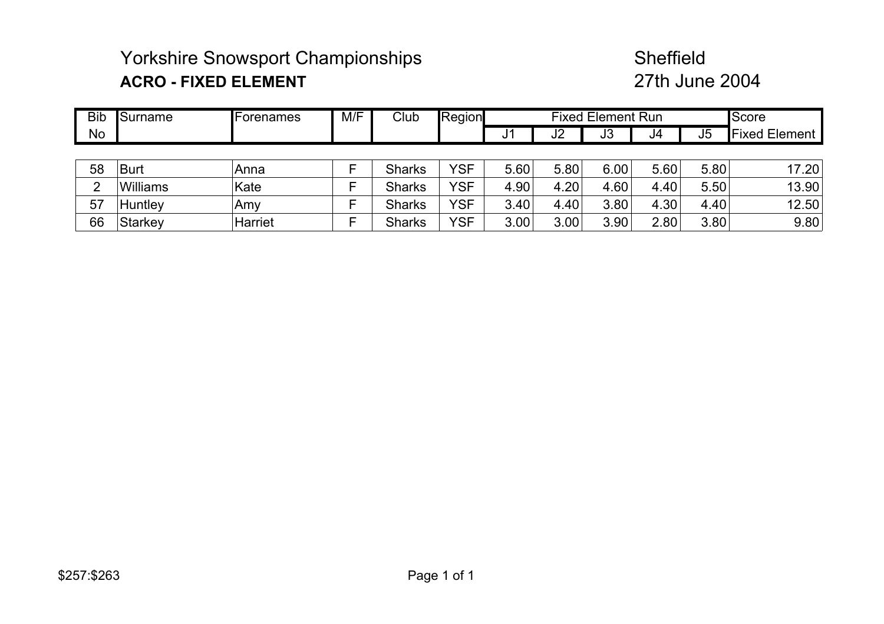# Yorkshire Snowsport Championships

Sheffield

## ACRO - FIXED ELEMENT

27th June 2004

| Bib No | Surname | Forenames | M/F | Club | Region | Fixed Element Run | | | | | Score Fixed Element |
|---|---|---|---|---|---|---|---|---|---|---|---|
| | | | | | | J1 | J2 | J3 | J4 | J5 | |
| 58 | Burt | Anna | F | Sharks | YSF | 5.60 | 5.80 | 6.00 | 5.60 | 5.80 | 17.20 |
| 2 | Williams | Kate | F | Sharks | YSF | 4.90 | 4.20 | 4.60 | 4.40 | 5.50 | 13.90 |
| 57 | Huntley | Amy | F | Sharks | YSF | 3.40 | 4.40 | 3.80 | 4.30 | 4.40 | 12.50 |
| 66 | Starkey | Harriet | F | Sharks | YSF | 3.00 | 3.00 | 3.90 | 2.80 | 3.80 | 9.80 |

$257:$263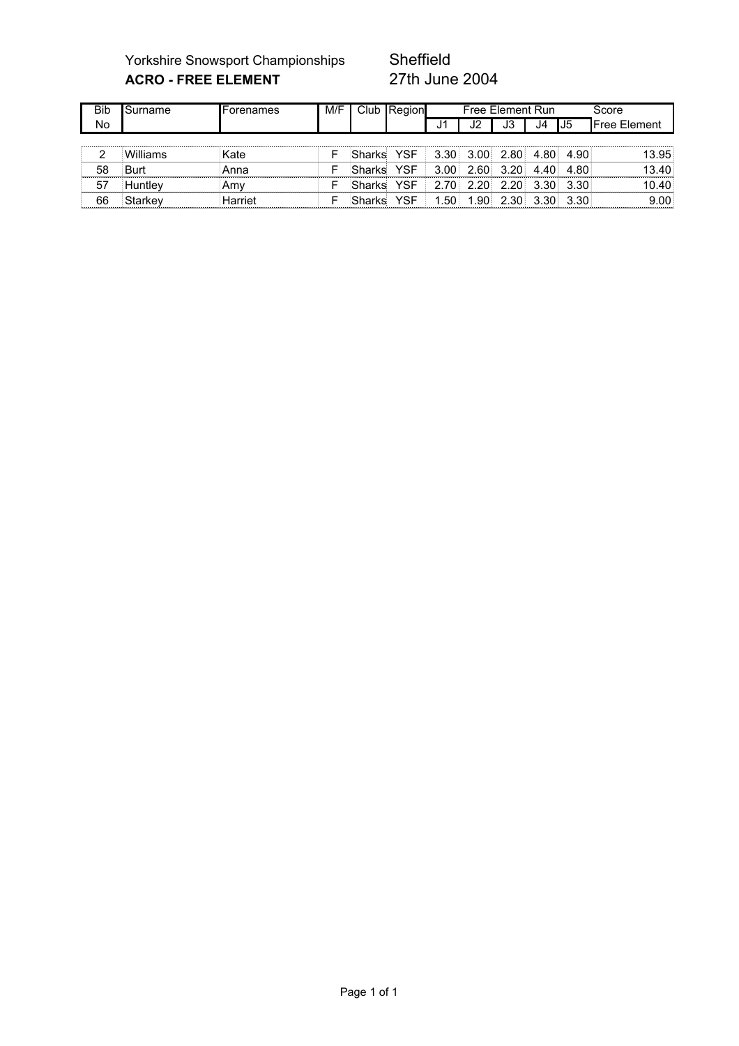Yorkshire Snowsport Championships　　Sheffield

**ACRO - FREE ELEMENT**　　27th June 2004

| Bib No | Surname | Forenames | M/F | Club | Region | Free Element Run | | | | | Score |
|---|---|---|---|---|---|---|---|---|---|---|---|
| | | | | | | J1 | J2 | J3 | J4 | J5 | Free Element |
| 2 | Williams | Kate | F | Sharks | YSF | 3.30 | 3.00 | 2.80 | 4.80 | 4.90 | 13.95 |
| 58 | Burt | Anna | F | Sharks | YSF | 3.00 | 2.60 | 3.20 | 4.40 | 4.80 | 13.40 |
| 57 | Huntley | Amy | F | Sharks | YSF | 2.70 | 2.20 | 2.20 | 3.30 | 3.30 | 10.40 |
| 66 | Starkey | Harriet | F | Sharks | YSF | 1.50 | 1.90 | 2.30 | 3.30 | 3.30 | 9.00 |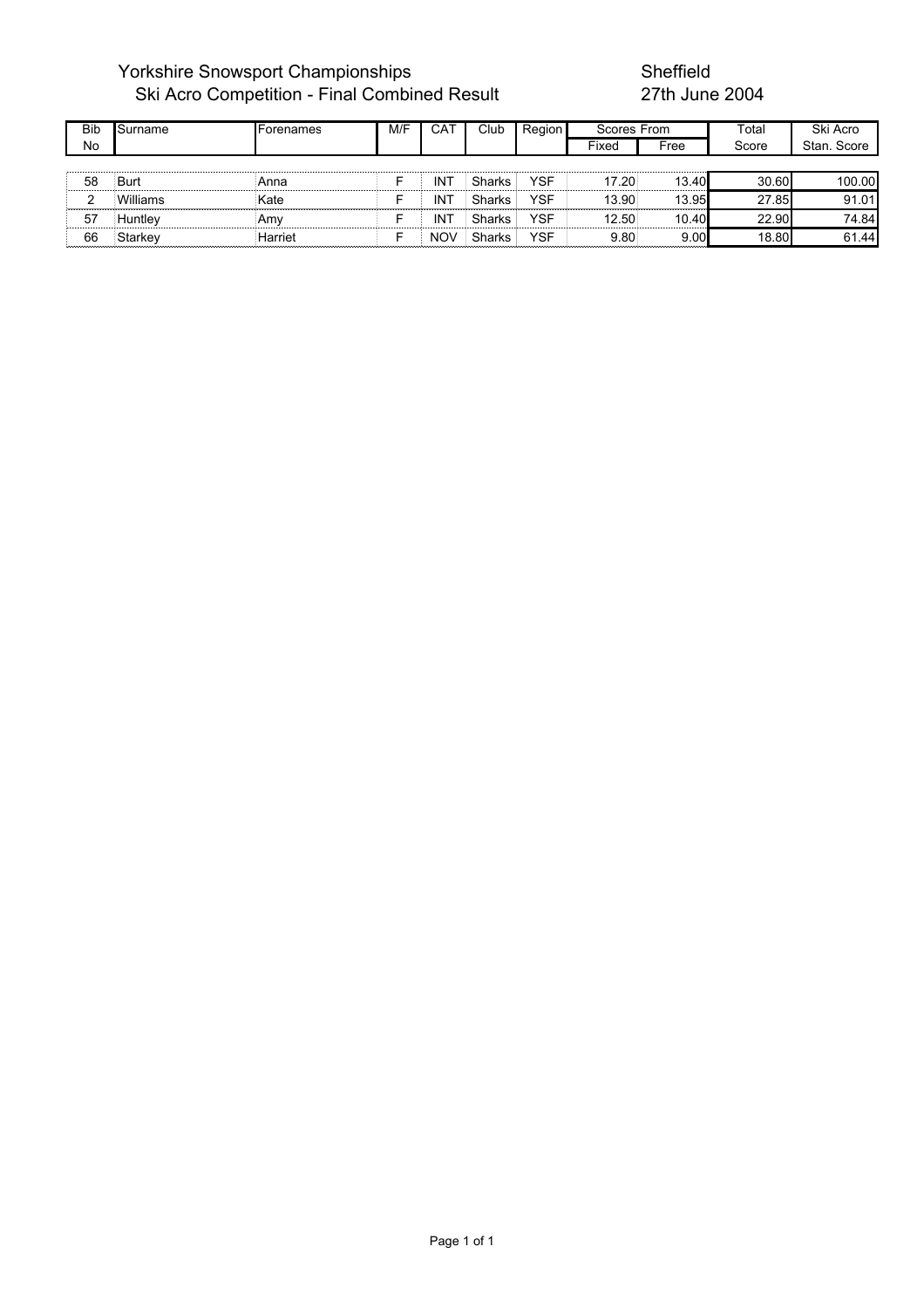Yorkshire Snowsport Championships
Ski Acro Competition - Final Combined Result

Sheffield
27th June 2004

| Bib No | Surname | Forenames | M/F | CAT | Club | Region | Scores From Fixed | Scores From Free | Total Score | Ski Acro Stan. Score |
|---|---|---|---|---|---|---|---|---|---|---|
| 58 | Burt | Anna | F | INT | Sharks | YSF | 17.20 | 13.40 | 30.60 | 100.00 |
| 2 | Williams | Kate | F | INT | Sharks | YSF | 13.90 | 13.95 | 27.85 | 91.01 |
| 57 | Huntley | Amy | F | INT | Sharks | YSF | 12.50 | 10.40 | 22.90 | 74.84 |
| 66 | Starkey | Harriet | F | NOV | Sharks | YSF | 9.80 | 9.00 | 18.80 | 61.44 |